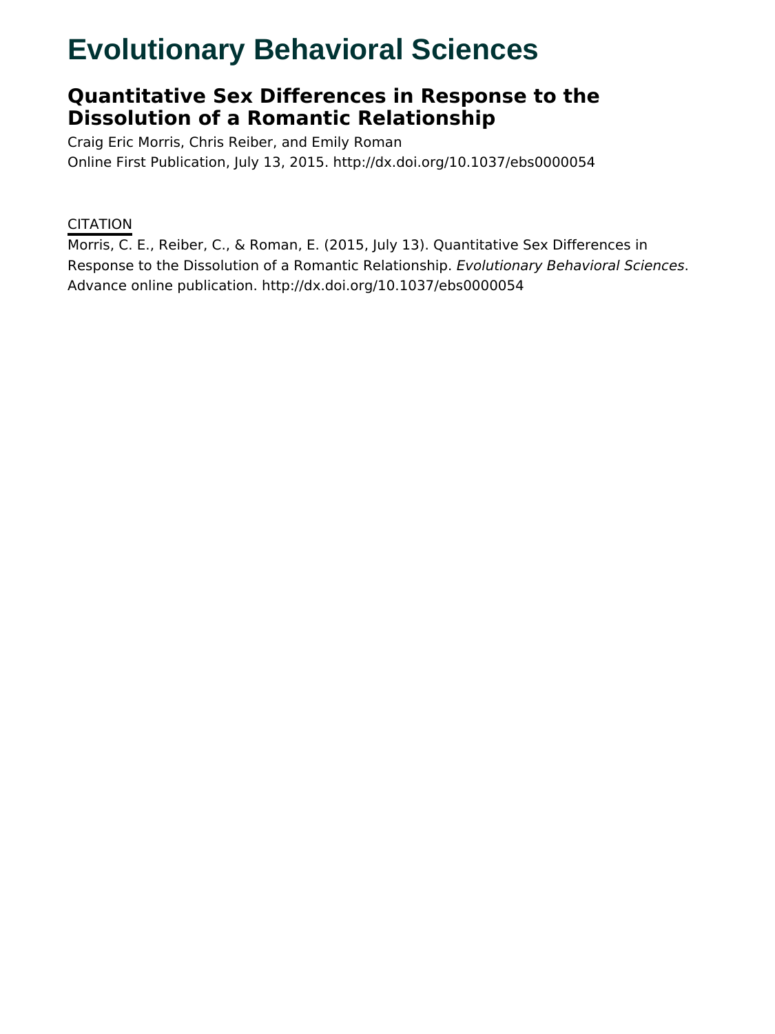# Evolutionary Behavioral Sciences

## Quantitative Sex Differences in Response to the Dissolution of a Romantic Relationship

Craig Eric Morris, Chris Reiber, and Emily Roman

Online First Publication, July 13, 2015. http://dx.doi.org/10.1037/ebs0000054

### CITATION

Morris, C. E., Reiber, C., & Roman, E. (2015, July 13). Quantitative Sex Differences in Response to the Dissolution of a Romantic Relationship. *Evolutionary Behavioral Sciences*. Advance online publication. http://dx.doi.org/10.1037/ebs0000054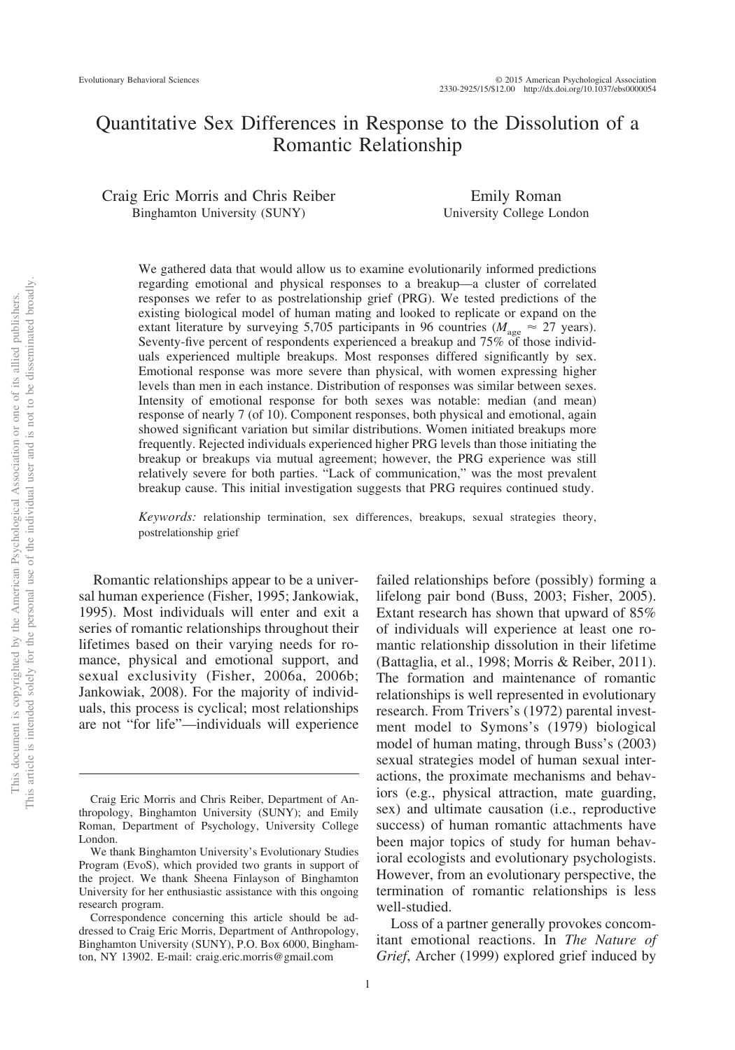# Quantitative Sex Differences in Response to the Dissolution of a Romantic Relationship

Craig Eric Morris and Chris Reiber
Binghamton University (SUNY)

Emily Roman
University College London

We gathered data that would allow us to examine evolutionarily informed predictions regarding emotional and physical responses to a breakup—a cluster of correlated responses we refer to as postrelationship grief (PRG). We tested predictions of the existing biological model of human mating and looked to replicate or expand on the extant literature by surveying 5,705 participants in 96 countries ($M_{\text{age}} \approx 27$ years). Seventy-five percent of respondents experienced a breakup and 75% of those individuals experienced multiple breakups. Most responses differed significantly by sex. Emotional response was more severe than physical, with women expressing higher levels than men in each instance. Distribution of responses was similar between sexes. Intensity of emotional response for both sexes was notable: median (and mean) response of nearly 7 (of 10). Component responses, both physical and emotional, again showed significant variation but similar distributions. Women initiated breakups more frequently. Rejected individuals experienced higher PRG levels than those initiating the breakup or breakups via mutual agreement; however, the PRG experience was still relatively severe for both parties. "Lack of communication," was the most prevalent breakup cause. This initial investigation suggests that PRG requires continued study.

*Keywords:* relationship termination, sex differences, breakups, sexual strategies theory, postrelationship grief

Romantic relationships appear to be a universal human experience (Fisher, 1995; Jankowiak, 1995). Most individuals will enter and exit a series of romantic relationships throughout their lifetimes based on their varying needs for romance, physical and emotional support, and sexual exclusivity (Fisher, 2006a, 2006b; Jankowiak, 2008). For the majority of individuals, this process is cyclical; most relationships are not "for life"—individuals will experience failed relationships before (possibly) forming a lifelong pair bond (Buss, 2003; Fisher, 2005). Extant research has shown that upward of 85% of individuals will experience at least one romantic relationship dissolution in their lifetime (Battaglia, et al., 1998; Morris & Reiber, 2011). The formation and maintenance of romantic relationships is well represented in evolutionary research. From Trivers's (1972) parental investment model to Symons's (1979) biological model of human mating, through Buss's (2003) sexual strategies model of human sexual interactions, the proximate mechanisms and behaviors (e.g., physical attraction, mate guarding, sex) and ultimate causation (i.e., reproductive success) of human romantic attachments have been major topics of study for human behavioral ecologists and evolutionary psychologists. However, from an evolutionary perspective, the termination of romantic relationships is less well-studied.

Loss of a partner generally provokes concomitant emotional reactions. In *The Nature of Grief*, Archer (1999) explored grief induced by

---

Craig Eric Morris and Chris Reiber, Department of Anthropology, Binghamton University (SUNY); and Emily Roman, Department of Psychology, University College London.

We thank Binghamton University's Evolutionary Studies Program (EvoS), which provided two grants in support of the project. We thank Sheena Finlayson of Binghamton University for her enthusiastic assistance with this ongoing research program.

Correspondence concerning this article should be addressed to Craig Eric Morris, Department of Anthropology, Binghamton University (SUNY), P.O. Box 6000, Binghamton, NY 13902. E-mail: craig.eric.morris@gmail.com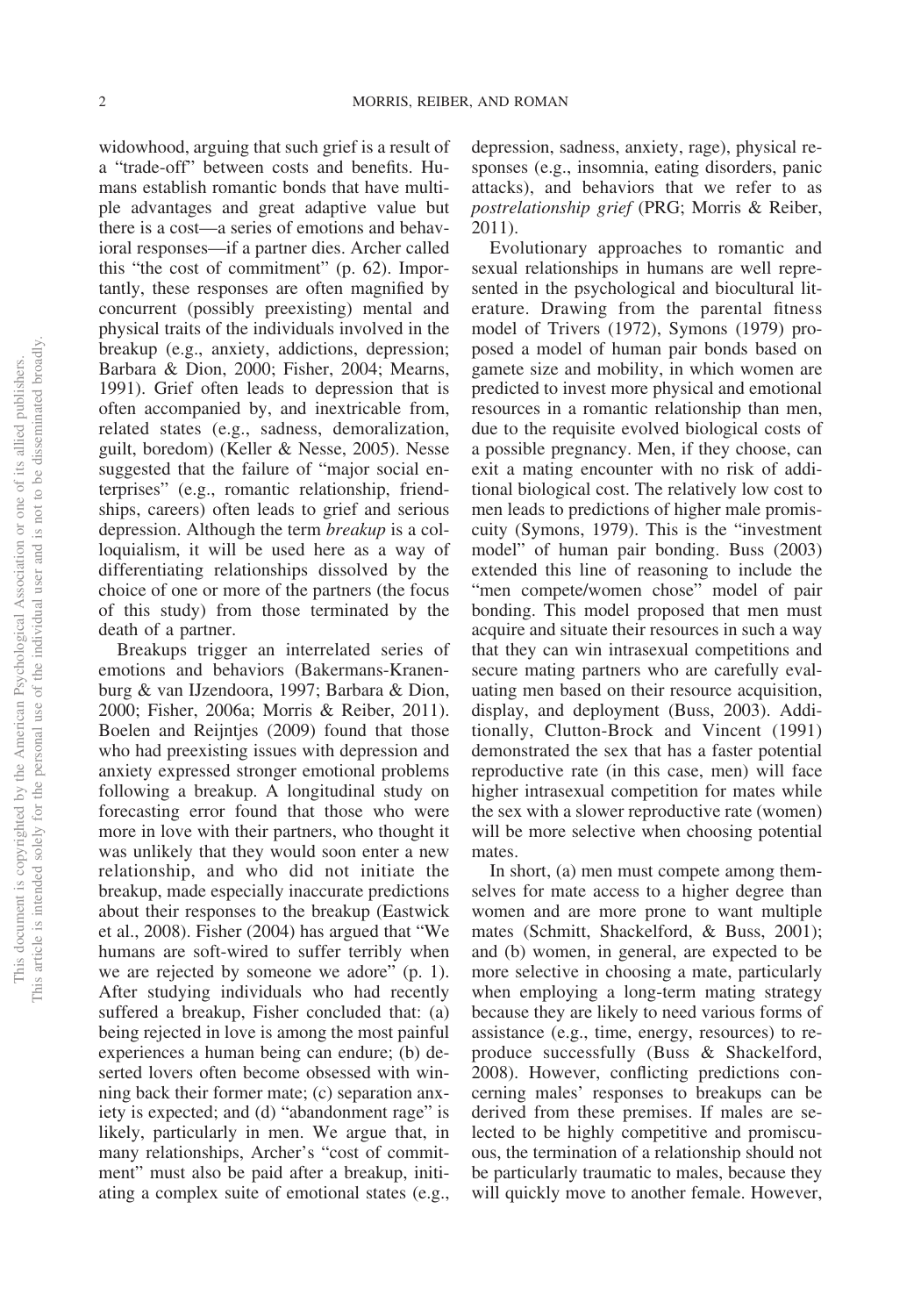widowhood, arguing that such grief is a result of a "trade-off" between costs and benefits. Humans establish romantic bonds that have multiple advantages and great adaptive value but there is a cost—a series of emotions and behavioral responses—if a partner dies. Archer called this "the cost of commitment" (p. 62). Importantly, these responses are often magnified by concurrent (possibly preexisting) mental and physical traits of the individuals involved in the breakup (e.g., anxiety, addictions, depression; Barbara & Dion, 2000; Fisher, 2004; Mearns, 1991). Grief often leads to depression that is often accompanied by, and inextricable from, related states (e.g., sadness, demoralization, guilt, boredom) (Keller & Nesse, 2005). Nesse suggested that the failure of "major social enterprises" (e.g., romantic relationship, friendships, careers) often leads to grief and serious depression. Although the term *breakup* is a colloquialism, it will be used here as a way of differentiating relationships dissolved by the choice of one or more of the partners (the focus of this study) from those terminated by the death of a partner.

Breakups trigger an interrelated series of emotions and behaviors (Bakermans-Kranenburg & van IJzendoora, 1997; Barbara & Dion, 2000; Fisher, 2006a; Morris & Reiber, 2011). Boelen and Reijntjes (2009) found that those who had preexisting issues with depression and anxiety expressed stronger emotional problems following a breakup. A longitudinal study on forecasting error found that those who were more in love with their partners, who thought it was unlikely that they would soon enter a new relationship, and who did not initiate the breakup, made especially inaccurate predictions about their responses to the breakup (Eastwick et al., 2008). Fisher (2004) has argued that "We humans are soft-wired to suffer terribly when we are rejected by someone we adore" (p. 1). After studying individuals who had recently suffered a breakup, Fisher concluded that: (a) being rejected in love is among the most painful experiences a human being can endure; (b) deserted lovers often become obsessed with winning back their former mate; (c) separation anxiety is expected; and (d) "abandonment rage" is likely, particularly in men. We argue that, in many relationships, Archer's "cost of commitment" must also be paid after a breakup, initiating a complex suite of emotional states (e.g., depression, sadness, anxiety, rage), physical responses (e.g., insomnia, eating disorders, panic attacks), and behaviors that we refer to as *postrelationship grief* (PRG; Morris & Reiber, 2011).

Evolutionary approaches to romantic and sexual relationships in humans are well represented in the psychological and biocultural literature. Drawing from the parental fitness model of Trivers (1972), Symons (1979) proposed a model of human pair bonds based on gamete size and mobility, in which women are predicted to invest more physical and emotional resources in a romantic relationship than men, due to the requisite evolved biological costs of a possible pregnancy. Men, if they choose, can exit a mating encounter with no risk of additional biological cost. The relatively low cost to men leads to predictions of higher male promiscuity (Symons, 1979). This is the "investment model" of human pair bonding. Buss (2003) extended this line of reasoning to include the "men compete/women chose" model of pair bonding. This model proposed that men must acquire and situate their resources in such a way that they can win intrasexual competitions and secure mating partners who are carefully evaluating men based on their resource acquisition, display, and deployment (Buss, 2003). Additionally, Clutton-Brock and Vincent (1991) demonstrated the sex that has a faster potential reproductive rate (in this case, men) will face higher intrasexual competition for mates while the sex with a slower reproductive rate (women) will be more selective when choosing potential mates.

In short, (a) men must compete among themselves for mate access to a higher degree than women and are more prone to want multiple mates (Schmitt, Shackelford, & Buss, 2001); and (b) women, in general, are expected to be more selective in choosing a mate, particularly when employing a long-term mating strategy because they are likely to need various forms of assistance (e.g., time, energy, resources) to reproduce successfully (Buss & Shackelford, 2008). However, conflicting predictions concerning males' responses to breakups can be derived from these premises. If males are selected to be highly competitive and promiscuous, the termination of a relationship should not be particularly traumatic to males, because they will quickly move to another female. However,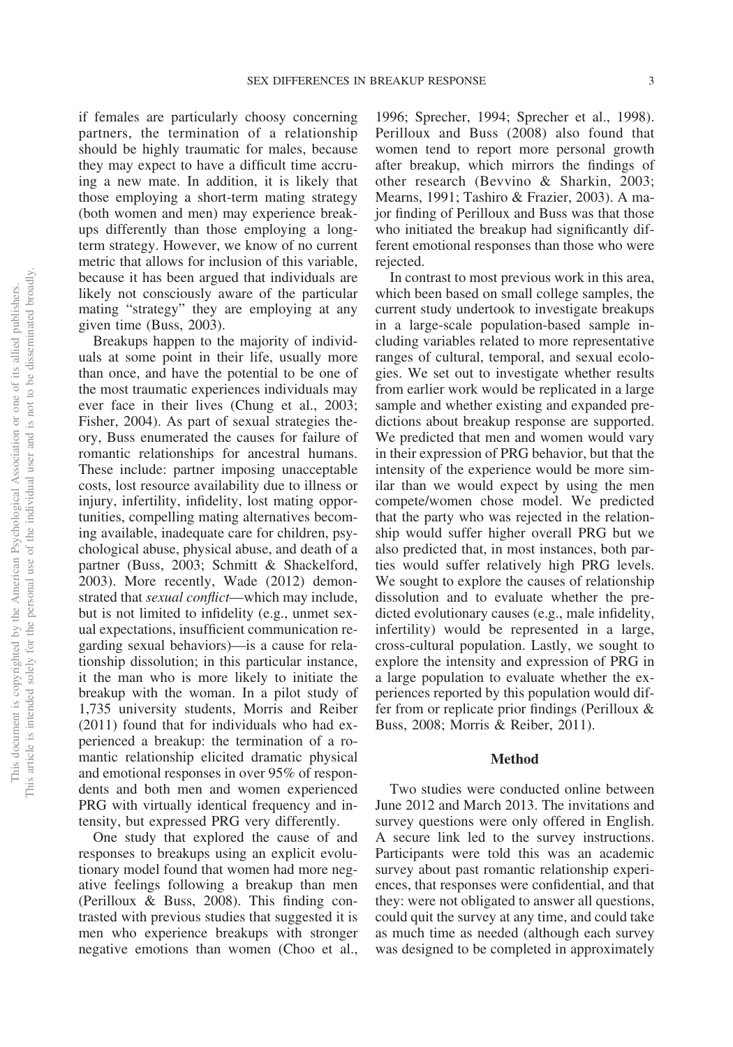if females are particularly choosy concerning partners, the termination of a relationship should be highly traumatic for males, because they may expect to have a difficult time accruing a new mate. In addition, it is likely that those employing a short-term mating strategy (both women and men) may experience breakups differently than those employing a long-term strategy. However, we know of no current metric that allows for inclusion of this variable, because it has been argued that individuals are likely not consciously aware of the particular mating "strategy" they are employing at any given time (Buss, 2003).

Breakups happen to the majority of individuals at some point in their life, usually more than once, and have the potential to be one of the most traumatic experiences individuals may ever face in their lives (Chung et al., 2003; Fisher, 2004). As part of sexual strategies theory, Buss enumerated the causes for failure of romantic relationships for ancestral humans. These include: partner imposing unacceptable costs, lost resource availability due to illness or injury, infertility, infidelity, lost mating opportunities, compelling mating alternatives becoming available, inadequate care for children, psychological abuse, physical abuse, and death of a partner (Buss, 2003; Schmitt & Shackelford, 2003). More recently, Wade (2012) demonstrated that *sexual conflict*—which may include, but is not limited to infidelity (e.g., unmet sexual expectations, insufficient communication regarding sexual behaviors)—is a cause for relationship dissolution; in this particular instance, it the man who is more likely to initiate the breakup with the woman. In a pilot study of 1,735 university students, Morris and Reiber (2011) found that for individuals who had experienced a breakup: the termination of a romantic relationship elicited dramatic physical and emotional responses in over 95% of respondents and both men and women experienced PRG with virtually identical frequency and intensity, but expressed PRG very differently.

One study that explored the cause of and responses to breakups using an explicit evolutionary model found that women had more negative feelings following a breakup than men (Perilloux & Buss, 2008). This finding contrasted with previous studies that suggested it is men who experience breakups with stronger negative emotions than women (Choo et al., 1996; Sprecher, 1994; Sprecher et al., 1998). Perilloux and Buss (2008) also found that women tend to report more personal growth after breakup, which mirrors the findings of other research (Bevvino & Sharkin, 2003; Mearns, 1991; Tashiro & Frazier, 2003). A major finding of Perilloux and Buss was that those who initiated the breakup had significantly different emotional responses than those who were rejected.

In contrast to most previous work in this area, which been based on small college samples, the current study undertook to investigate breakups in a large-scale population-based sample including variables related to more representative ranges of cultural, temporal, and sexual ecologies. We set out to investigate whether results from earlier work would be replicated in a large sample and whether existing and expanded predictions about breakup response are supported. We predicted that men and women would vary in their expression of PRG behavior, but that the intensity of the experience would be more similar than we would expect by using the men compete/women chose model. We predicted that the party who was rejected in the relationship would suffer higher overall PRG but we also predicted that, in most instances, both parties would suffer relatively high PRG levels. We sought to explore the causes of relationship dissolution and to evaluate whether the predicted evolutionary causes (e.g., male infidelity, infertility) would be represented in a large, cross-cultural population. Lastly, we sought to explore the intensity and expression of PRG in a large population to evaluate whether the experiences reported by this population would differ from or replicate prior findings (Perilloux & Buss, 2008; Morris & Reiber, 2011).

## Method

Two studies were conducted online between June 2012 and March 2013. The invitations and survey questions were only offered in English. A secure link led to the survey instructions. Participants were told this was an academic survey about past romantic relationship experiences, that responses were confidential, and that they: were not obligated to answer all questions, could quit the survey at any time, and could take as much time as needed (although each survey was designed to be completed in approximately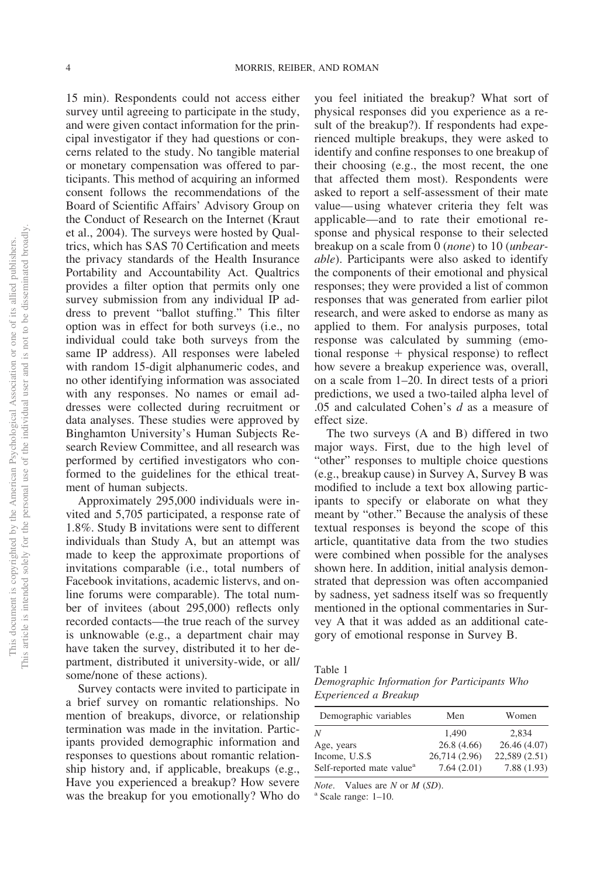15 min). Respondents could not access either survey until agreeing to participate in the study, and were given contact information for the principal investigator if they had questions or concerns related to the study. No tangible material or monetary compensation was offered to participants. This method of acquiring an informed consent follows the recommendations of the Board of Scientific Affairs' Advisory Group on the Conduct of Research on the Internet (Kraut et al., 2004). The surveys were hosted by Qualtrics, which has SAS 70 Certification and meets the privacy standards of the Health Insurance Portability and Accountability Act. Qualtrics provides a filter option that permits only one survey submission from any individual IP address to prevent "ballot stuffing." This filter option was in effect for both surveys (i.e., no individual could take both surveys from the same IP address). All responses were labeled with random 15-digit alphanumeric codes, and no other identifying information was associated with any responses. No names or email addresses were collected during recruitment or data analyses. These studies were approved by Binghamton University's Human Subjects Research Review Committee, and all research was performed by certified investigators who conformed to the guidelines for the ethical treatment of human subjects.

Approximately 295,000 individuals were invited and 5,705 participated, a response rate of 1.8%. Study B invitations were sent to different individuals than Study A, but an attempt was made to keep the approximate proportions of invitations comparable (i.e., total numbers of Facebook invitations, academic listervs, and online forums were comparable). The total number of invitees (about 295,000) reflects only recorded contacts—the true reach of the survey is unknowable (e.g., a department chair may have taken the survey, distributed it to her department, distributed it university-wide, or all/some/none of these actions).

Survey contacts were invited to participate in a brief survey on romantic relationships. No mention of breakups, divorce, or relationship termination was made in the invitation. Participants provided demographic information and responses to questions about romantic relationship history and, if applicable, breakups (e.g., Have you experienced a breakup? How severe was the breakup for you emotionally? Who do you feel initiated the breakup? What sort of physical responses did you experience as a result of the breakup?). If respondents had experienced multiple breakups, they were asked to identify and confine responses to one breakup of their choosing (e.g., the most recent, the one that affected them most). Respondents were asked to report a self-assessment of their mate value—using whatever criteria they felt was applicable—and to rate their emotional response and physical response to their selected breakup on a scale from 0 (*none*) to 10 (*unbearable*). Participants were also asked to identify the components of their emotional and physical responses; they were provided a list of common responses that was generated from earlier pilot research, and were asked to endorse as many as applied to them. For analysis purposes, total response was calculated by summing (emotional response + physical response) to reflect how severe a breakup experience was, overall, on a scale from 1–20. In direct tests of a priori predictions, we used a two-tailed alpha level of .05 and calculated Cohen's *d* as a measure of effect size.

The two surveys (A and B) differed in two major ways. First, due to the high level of "other" responses to multiple choice questions (e.g., breakup cause) in Survey A, Survey B was modified to include a text box allowing participants to specify or elaborate on what they meant by "other." Because the analysis of these textual responses is beyond the scope of this article, quantitative data from the two studies were combined when possible for the analyses shown here. In addition, initial analysis demonstrated that depression was often accompanied by sadness, yet sadness itself was so frequently mentioned in the optional commentaries in Survey A that it was added as an additional category of emotional response in Survey B.

Table 1
*Demographic Information for Participants Who Experienced a Breakup*

| Demographic variables | Men | Women |
|---|---|---|
| *N* | 1,490 | 2,834 |
| Age, years | 26.8 (4.66) | 26.46 (4.07) |
| Income, U.S.$ | 26,714 (2.96) | 22,589 (2.51) |
| Self-reported mate value[a] | 7.64 (2.01) | 7.88 (1.93) |

*Note*. Values are *N* or *M* (*SD*).
[a] Scale range: 1–10.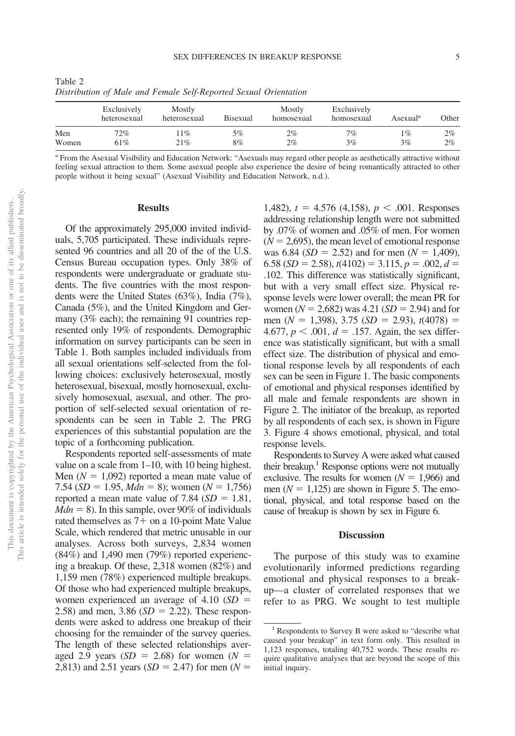Table 2
*Distribution of Male and Female Self-Reported Sexual Orientation*

| | Exclusively heterosexual | Mostly heterosexual | Bisexual | Mostly homosexual | Exclusively homosexual | Asexual[a] | Other |
|---|---|---|---|---|---|---|---|
| Men | 72% | 11% | 5% | 2% | 7% | 1% | 2% |
| Women | 61% | 21% | 8% | 2% | 3% | 3% | 2% |

[a] From the Asexual Visibility and Education Network: "Asexuals may regard other people as aesthetically attractive without feeling sexual attraction to them. Some asexual people also experience the desire of being romantically attracted to other people without it being sexual" (Asexual Visibility and Education Network, n.d.).

## Results

Of the approximately 295,000 invited individuals, 5,705 participated. These individuals represented 96 countries and all 20 of the of the U.S. Census Bureau occupation types. Only 38% of respondents were undergraduate or graduate students. The five countries with the most respondents were the United States (63%), India (7%), Canada (5%), and the United Kingdom and Germany (3% each); the remaining 91 countries represented only 19% of respondents. Demographic information on survey participants can be seen in Table 1. Both samples included individuals from all sexual orientations self-selected from the following choices: exclusively heterosexual, mostly heterosexual, bisexual, mostly homosexual, exclusively homosexual, asexual, and other. The proportion of self-selected sexual orientation of respondents can be seen in Table 2. The PRG experiences of this substantial population are the topic of a forthcoming publication.

Respondents reported self-assessments of mate value on a scale from 1–10, with 10 being highest. Men ($N = 1{,}092$) reported a mean mate value of 7.54 ($SD = 1.95$, $Mdn = 8$); women ($N = 1{,}756$) reported a mean mate value of 7.84 ($SD = 1.81$, $Mdn = 8$). In this sample, over 90% of individuals rated themselves as 7+ on a 10-point Mate Value Scale, which rendered that metric unusable in our analyses. Across both surveys, 2,834 women (84%) and 1,490 men (79%) reported experiencing a breakup. Of these, 2,318 women (82%) and 1,159 men (78%) experienced multiple breakups. Of those who had experienced multiple breakups, women experienced an average of 4.10 ($SD = 2.58$) and men, 3.86 ($SD = 2.22$). These respondents were asked to address one breakup of their choosing for the remainder of the survey queries. The length of these selected relationships averaged 2.9 years ($SD = 2.68$) for women ($N = 2{,}813$) and 2.51 years ($SD = 2.47$) for men ($N = 1{,}482$), $t = 4.576$ (4,158), $p < .001$. Responses addressing relationship length were not submitted by .07% of women and .05% of men. For women ($N = 2{,}695$), the mean level of emotional response was 6.84 ($SD = 2.52$) and for men ($N = 1{,}409$), 6.58 ($SD = 2.58$), $t(4102) = 3.115$, $p = .002$, $d = .102$. This difference was statistically significant, but with a very small effect size. Physical response levels were lower overall; the mean PR for women ($N = 2{,}682$) was 4.21 ($SD = 2.94$) and for men ($N = 1{,}398$), 3.75 ($SD = 2.93$), $t(4078) = 4.677$, $p < .001$, $d = .157$. Again, the sex difference was statistically significant, but with a small effect size. The distribution of physical and emotional response levels by all respondents of each sex can be seen in Figure 1. The basic components of emotional and physical responses identified by all male and female respondents are shown in Figure 2. The initiator of the breakup, as reported by all respondents of each sex, is shown in Figure 3. Figure 4 shows emotional, physical, and total response levels.

Respondents to Survey A were asked what caused their breakup.[1] Response options were not mutually exclusive. The results for women ($N = 1{,}966$) and men ($N = 1{,}125$) are shown in Figure 5. The emotional, physical, and total response based on the cause of breakup is shown by sex in Figure 6.

## Discussion

The purpose of this study was to examine evolutionarily informed predictions regarding emotional and physical responses to a breakup—a cluster of correlated responses that we refer to as PRG. We sought to test multiple

[1] Respondents to Survey B were asked to "describe what caused your breakup" in text form only. This resulted in 1,123 responses, totaling 40,752 words. These results require qualitative analyses that are beyond the scope of this initial inquiry.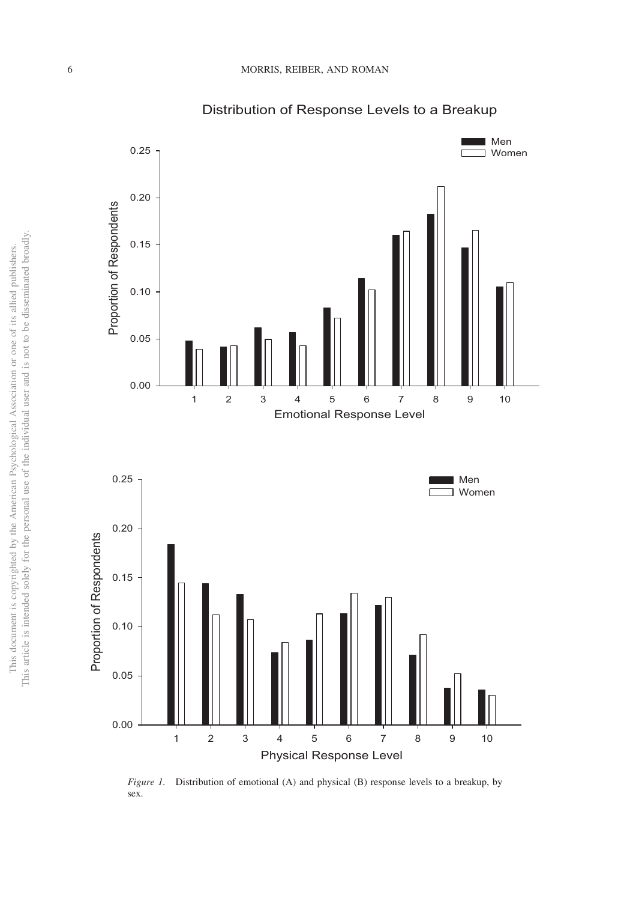Distribution of Response Levels to a Breakup

*Figure 1.* Distribution of emotional (A) and physical (B) response levels to a breakup, by sex.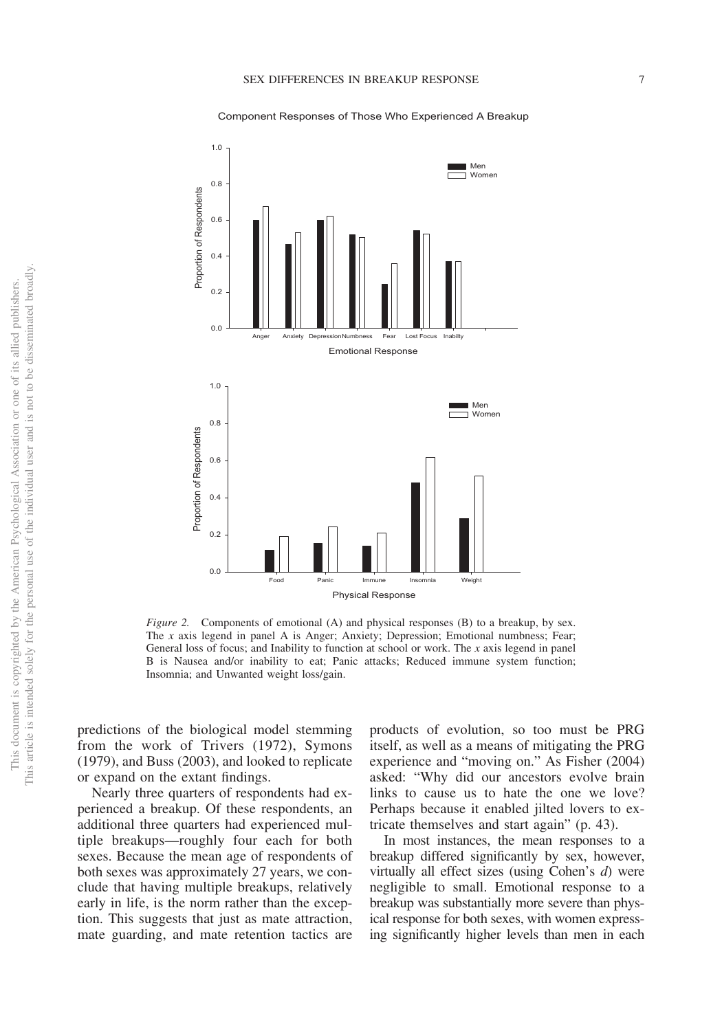Component Responses of Those Who Experienced A Breakup

*Figure 2.* Components of emotional (A) and physical responses (B) to a breakup, by sex. The *x* axis legend in panel A is Anger; Anxiety; Depression; Emotional numbness; Fear; General loss of focus; and Inability to function at school or work. The *x* axis legend in panel B is Nausea and/or inability to eat; Panic attacks; Reduced immune system function; Insomnia; and Unwanted weight loss/gain.

predictions of the biological model stemming from the work of Trivers (1972), Symons (1979), and Buss (2003), and looked to replicate or expand on the extant findings.

Nearly three quarters of respondents had experienced a breakup. Of these respondents, an additional three quarters had experienced multiple breakups—roughly four each for both sexes. Because the mean age of respondents of both sexes was approximately 27 years, we conclude that having multiple breakups, relatively early in life, is the norm rather than the exception. This suggests that just as mate attraction, mate guarding, and mate retention tactics are products of evolution, so too must be PRG itself, as well as a means of mitigating the PRG experience and "moving on." As Fisher (2004) asked: "Why did our ancestors evolve brain links to cause us to hate the one we love? Perhaps because it enabled jilted lovers to extricate themselves and start again" (p. 43).

In most instances, the mean responses to a breakup differed significantly by sex, however, virtually all effect sizes (using Cohen's *d*) were negligible to small. Emotional response to a breakup was substantially more severe than physical response for both sexes, with women expressing significantly higher levels than men in each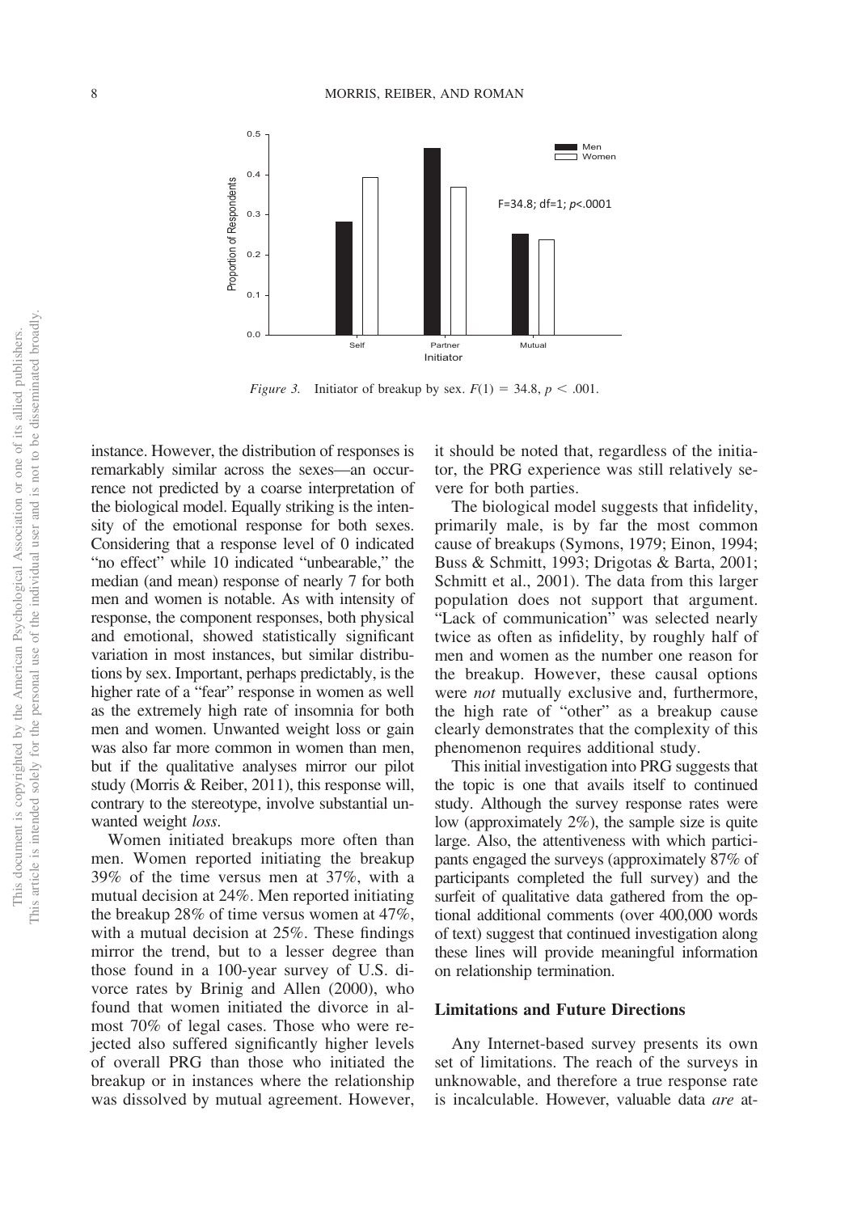*Figure 3.* Initiator of breakup by sex. $F(1) = 34.8$, $p < .001$.

instance. However, the distribution of responses is remarkably similar across the sexes—an occurrence not predicted by a coarse interpretation of the biological model. Equally striking is the intensity of the emotional response for both sexes. Considering that a response level of 0 indicated "no effect" while 10 indicated "unbearable," the median (and mean) response of nearly 7 for both men and women is notable. As with intensity of response, the component responses, both physical and emotional, showed statistically significant variation in most instances, but similar distributions by sex. Important, perhaps predictably, is the higher rate of a "fear" response in women as well as the extremely high rate of insomnia for both men and women. Unwanted weight loss or gain was also far more common in women than men, but if the qualitative analyses mirror our pilot study (Morris & Reiber, 2011), this response will, contrary to the stereotype, involve substantial unwanted weight *loss*.

Women initiated breakups more often than men. Women reported initiating the breakup 39% of the time versus men at 37%, with a mutual decision at 24%. Men reported initiating the breakup 28% of time versus women at 47%, with a mutual decision at 25%. These findings mirror the trend, but to a lesser degree than those found in a 100-year survey of U.S. divorce rates by Brinig and Allen (2000), who found that women initiated the divorce in almost 70% of legal cases. Those who were rejected also suffered significantly higher levels of overall PRG than those who initiated the breakup or in instances where the relationship was dissolved by mutual agreement. However, it should be noted that, regardless of the initiator, the PRG experience was still relatively severe for both parties.

The biological model suggests that infidelity, primarily male, is by far the most common cause of breakups (Symons, 1979; Einon, 1994; Buss & Schmitt, 1993; Drigotas & Barta, 2001; Schmitt et al., 2001). The data from this larger population does not support that argument. "Lack of communication" was selected nearly twice as often as infidelity, by roughly half of men and women as the number one reason for the breakup. However, these causal options were *not* mutually exclusive and, furthermore, the high rate of "other" as a breakup cause clearly demonstrates that the complexity of this phenomenon requires additional study.

This initial investigation into PRG suggests that the topic is one that avails itself to continued study. Although the survey response rates were low (approximately 2%), the sample size is quite large. Also, the attentiveness with which participants engaged the surveys (approximately 87% of participants completed the full survey) and the surfeit of qualitative data gathered from the optional additional comments (over 400,000 words of text) suggest that continued investigation along these lines will provide meaningful information on relationship termination.

## Limitations and Future Directions

Any Internet-based survey presents its own set of limitations. The reach of the surveys in unknowable, and therefore a true response rate is incalculable. However, valuable data *are* at-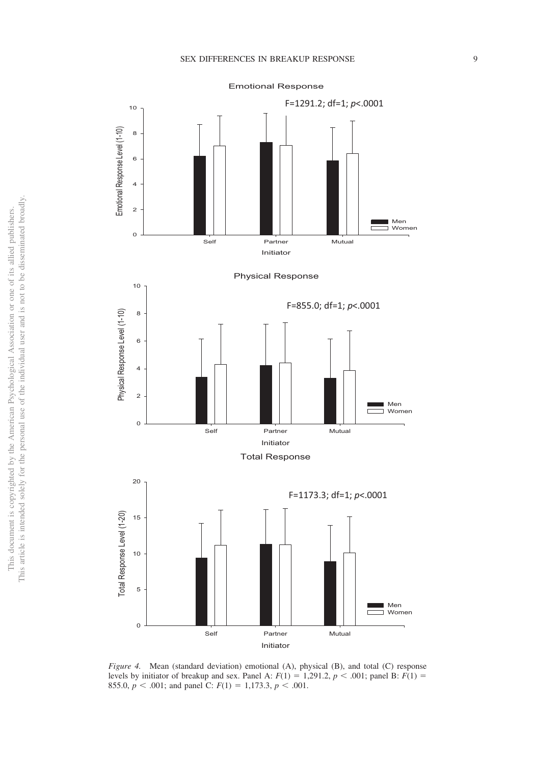*Figure 4.* Mean (standard deviation) emotional (A), physical (B), and total (C) response levels by initiator of breakup and sex. Panel A: $F(1) = 1{,}291.2$, $p < .001$; panel B: $F(1) = 855.0$, $p < .001$; and panel C: $F(1) = 1{,}173.3$, $p < .001$.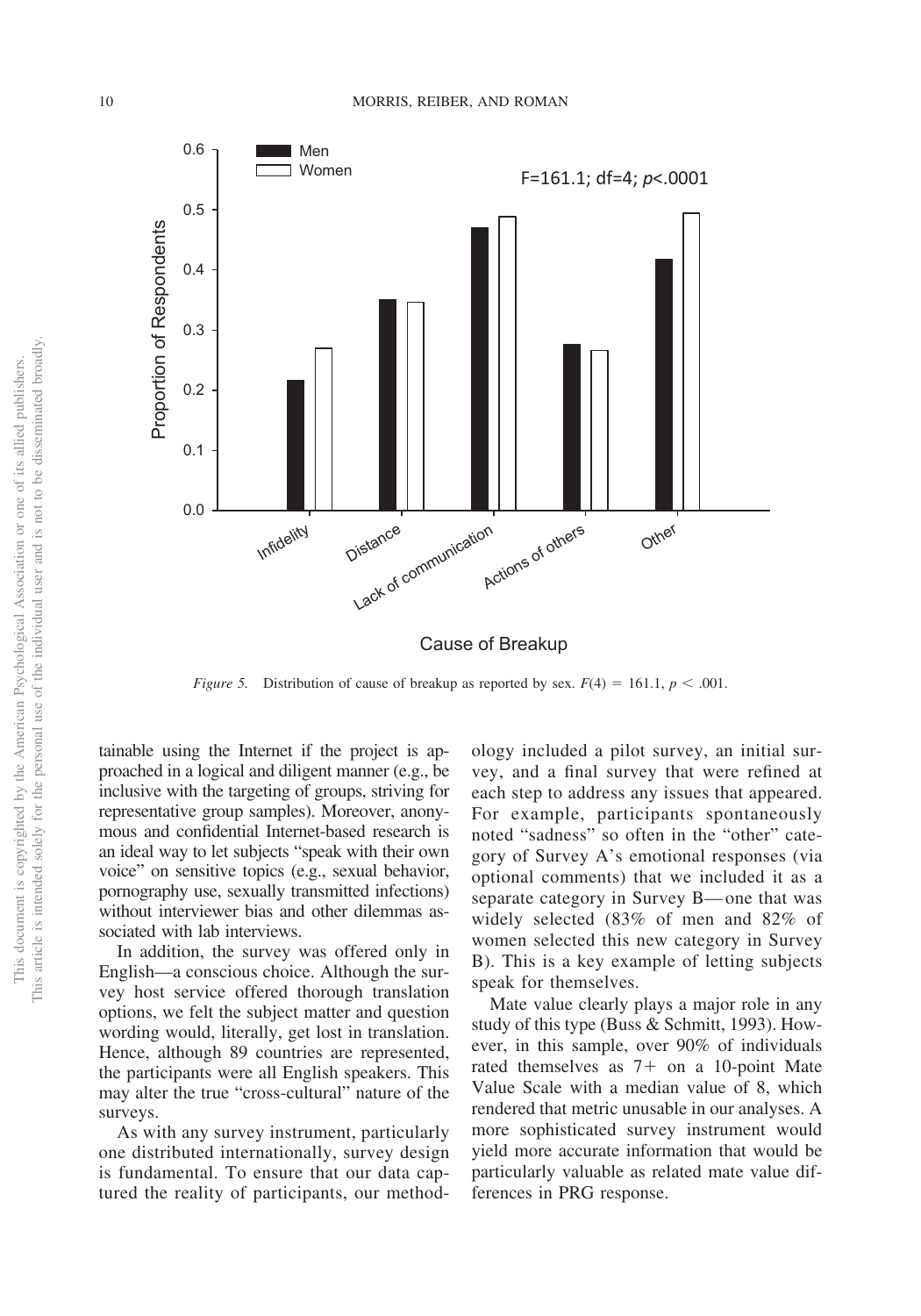*Figure 5.* Distribution of cause of breakup as reported by sex. $F(4) = 161.1$, $p < .001$.

tainable using the Internet if the project is approached in a logical and diligent manner (e.g., be inclusive with the targeting of groups, striving for representative group samples). Moreover, anonymous and confidential Internet-based research is an ideal way to let subjects "speak with their own voice" on sensitive topics (e.g., sexual behavior, pornography use, sexually transmitted infections) without interviewer bias and other dilemmas associated with lab interviews.

In addition, the survey was offered only in English—a conscious choice. Although the survey host service offered thorough translation options, we felt the subject matter and question wording would, literally, get lost in translation. Hence, although 89 countries are represented, the participants were all English speakers. This may alter the true "cross-cultural" nature of the surveys.

As with any survey instrument, particularly one distributed internationally, survey design is fundamental. To ensure that our data captured the reality of participants, our methodology included a pilot survey, an initial survey, and a final survey that were refined at each step to address any issues that appeared. For example, participants spontaneously noted "sadness" so often in the "other" category of Survey A's emotional responses (via optional comments) that we included it as a separate category in Survey B—one that was widely selected (83% of men and 82% of women selected this new category in Survey B). This is a key example of letting subjects speak for themselves.

Mate value clearly plays a major role in any study of this type (Buss & Schmitt, 1993). However, in this sample, over 90% of individuals rated themselves as 7+ on a 10-point Mate Value Scale with a median value of 8, which rendered that metric unusable in our analyses. A more sophisticated survey instrument would yield more accurate information that would be particularly valuable as related mate value differences in PRG response.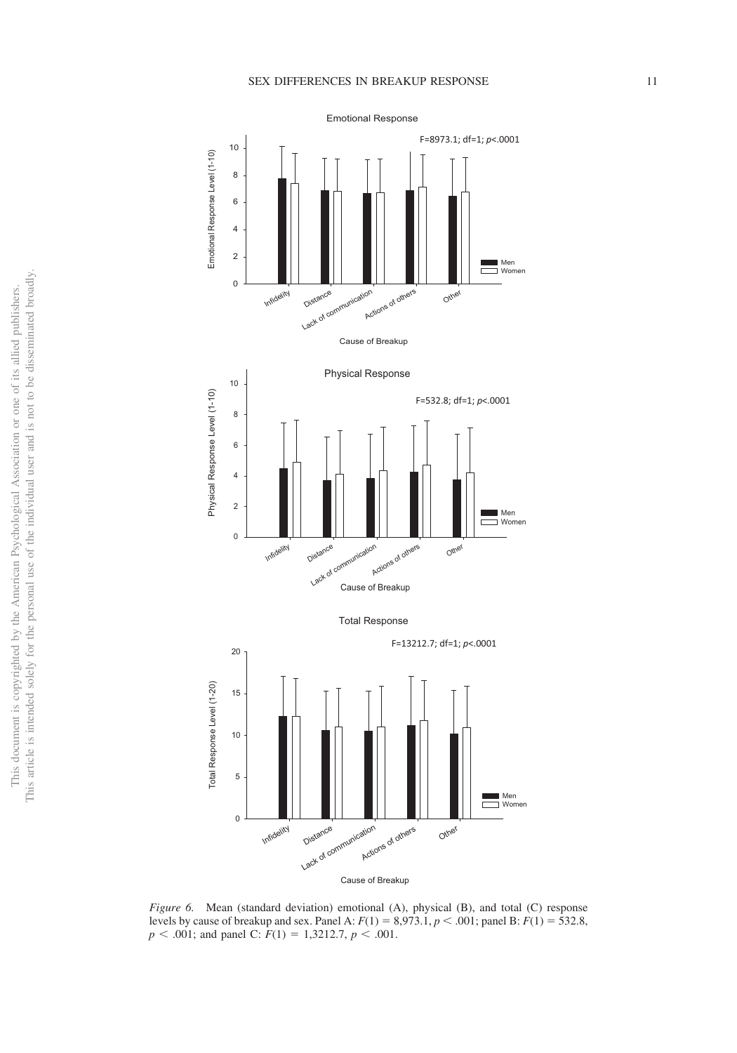*Figure 6.* Mean (standard deviation) emotional (A), physical (B), and total (C) response levels by cause of breakup and sex. Panel A: $F(1) = 8{,}973.1$, $p < .001$; panel B: $F(1) = 532.8$, $p < .001$; and panel C: $F(1) = 1{,}3212.7$, $p < .001$.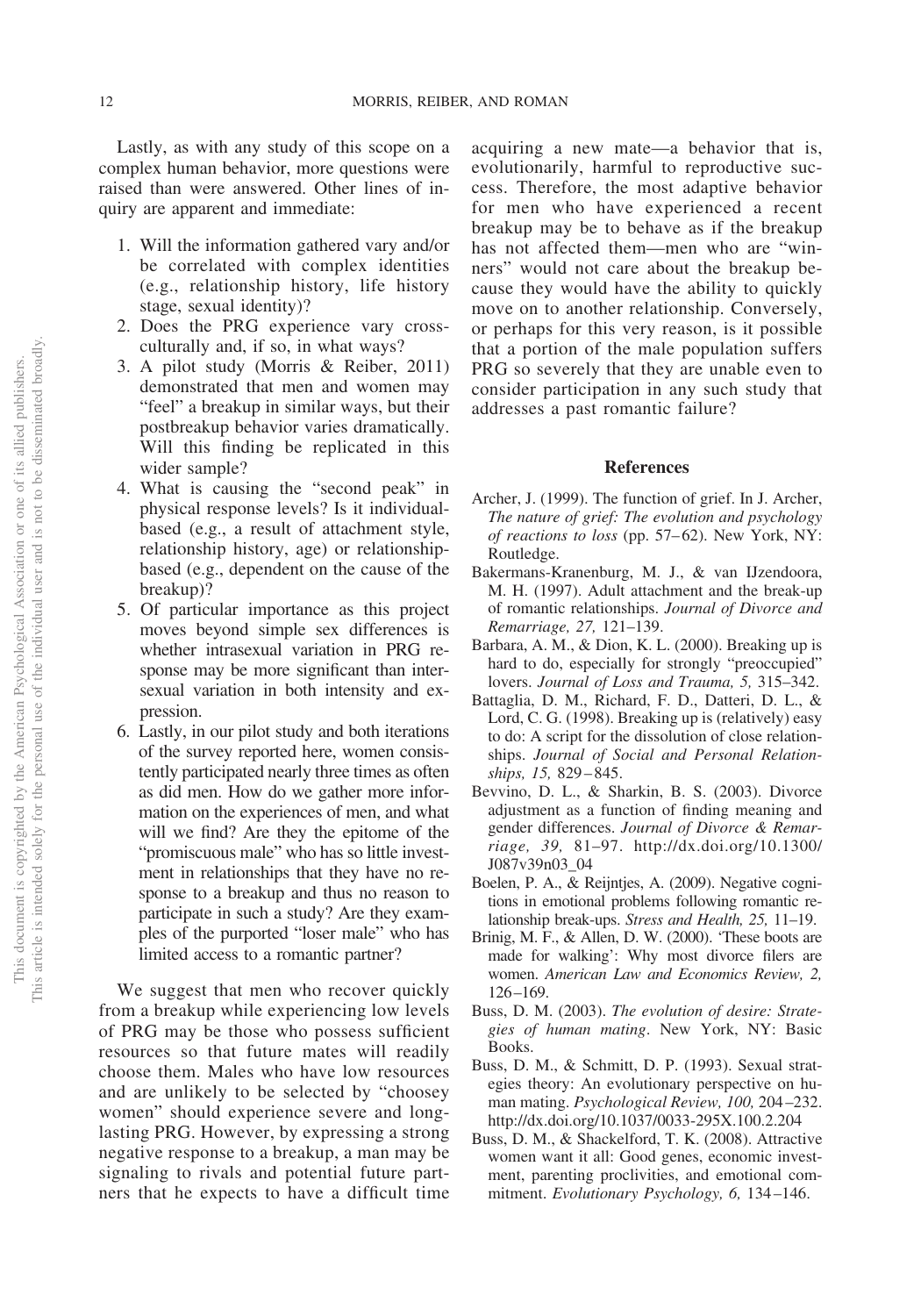Lastly, as with any study of this scope on a complex human behavior, more questions were raised than were answered. Other lines of inquiry are apparent and immediate:

1. Will the information gathered vary and/or be correlated with complex identities (e.g., relationship history, life history stage, sexual identity)?
2. Does the PRG experience vary cross-culturally and, if so, in what ways?
3. A pilot study (Morris & Reiber, 2011) demonstrated that men and women may "feel" a breakup in similar ways, but their postbreakup behavior varies dramatically. Will this finding be replicated in this wider sample?
4. What is causing the "second peak" in physical response levels? Is it individual-based (e.g., a result of attachment style, relationship history, age) or relationship-based (e.g., dependent on the cause of the breakup)?
5. Of particular importance as this project moves beyond simple sex differences is whether intrasexual variation in PRG response may be more significant than intersexual variation in both intensity and expression.
6. Lastly, in our pilot study and both iterations of the survey reported here, women consistently participated nearly three times as often as did men. How do we gather more information on the experiences of men, and what will we find? Are they the epitome of the "promiscuous male" who has so little investment in relationships that they have no response to a breakup and thus no reason to participate in such a study? Are they examples of the purported "loser male" who has limited access to a romantic partner?

We suggest that men who recover quickly from a breakup while experiencing low levels of PRG may be those who possess sufficient resources so that future mates will readily choose them. Males who have low resources and are unlikely to be selected by "choosey women" should experience severe and long-lasting PRG. However, by expressing a strong negative response to a breakup, a man may be signaling to rivals and potential future partners that he expects to have a difficult time acquiring a new mate—a behavior that is, evolutionarily, harmful to reproductive success. Therefore, the most adaptive behavior for men who have experienced a recent breakup may be to behave as if the breakup has not affected them—men who are "winners" would not care about the breakup because they would have the ability to quickly move on to another relationship. Conversely, or perhaps for this very reason, is it possible that a portion of the male population suffers PRG so severely that they are unable even to consider participation in any such study that addresses a past romantic failure?

## References

Archer, J. (1999). The function of grief. In J. Archer, *The nature of grief: The evolution and psychology of reactions to loss* (pp. 57–62). New York, NY: Routledge.

Bakermans-Kranenburg, M. J., & van IJzendoora, M. H. (1997). Adult attachment and the break-up of romantic relationships. *Journal of Divorce and Remarriage, 27,* 121–139.

Barbara, A. M., & Dion, K. L. (2000). Breaking up is hard to do, especially for strongly "preoccupied" lovers. *Journal of Loss and Trauma, 5,* 315–342.

Battaglia, D. M., Richard, F. D., Datteri, D. L., & Lord, C. G. (1998). Breaking up is (relatively) easy to do: A script for the dissolution of close relationships. *Journal of Social and Personal Relationships, 15,* 829–845.

Bevvino, D. L., & Sharkin, B. S. (2003). Divorce adjustment as a function of finding meaning and gender differences. *Journal of Divorce & Remarriage, 39,* 81–97. http://dx.doi.org/10.1300/J087v39n03_04

Boelen, P. A., & Reijntjes, A. (2009). Negative cognitions in emotional problems following romantic relationship break-ups. *Stress and Health, 25,* 11–19.

Brinig, M. F., & Allen, D. W. (2000). 'These boots are made for walking': Why most divorce filers are women. *American Law and Economics Review, 2,* 126–169.

Buss, D. M. (2003). *The evolution of desire: Strategies of human mating*. New York, NY: Basic Books.

Buss, D. M., & Schmitt, D. P. (1993). Sexual strategies theory: An evolutionary perspective on human mating. *Psychological Review, 100,* 204–232. http://dx.doi.org/10.1037/0033-295X.100.2.204

Buss, D. M., & Shackelford, T. K. (2008). Attractive women want it all: Good genes, economic investment, parenting proclivities, and emotional commitment. *Evolutionary Psychology, 6,* 134–146.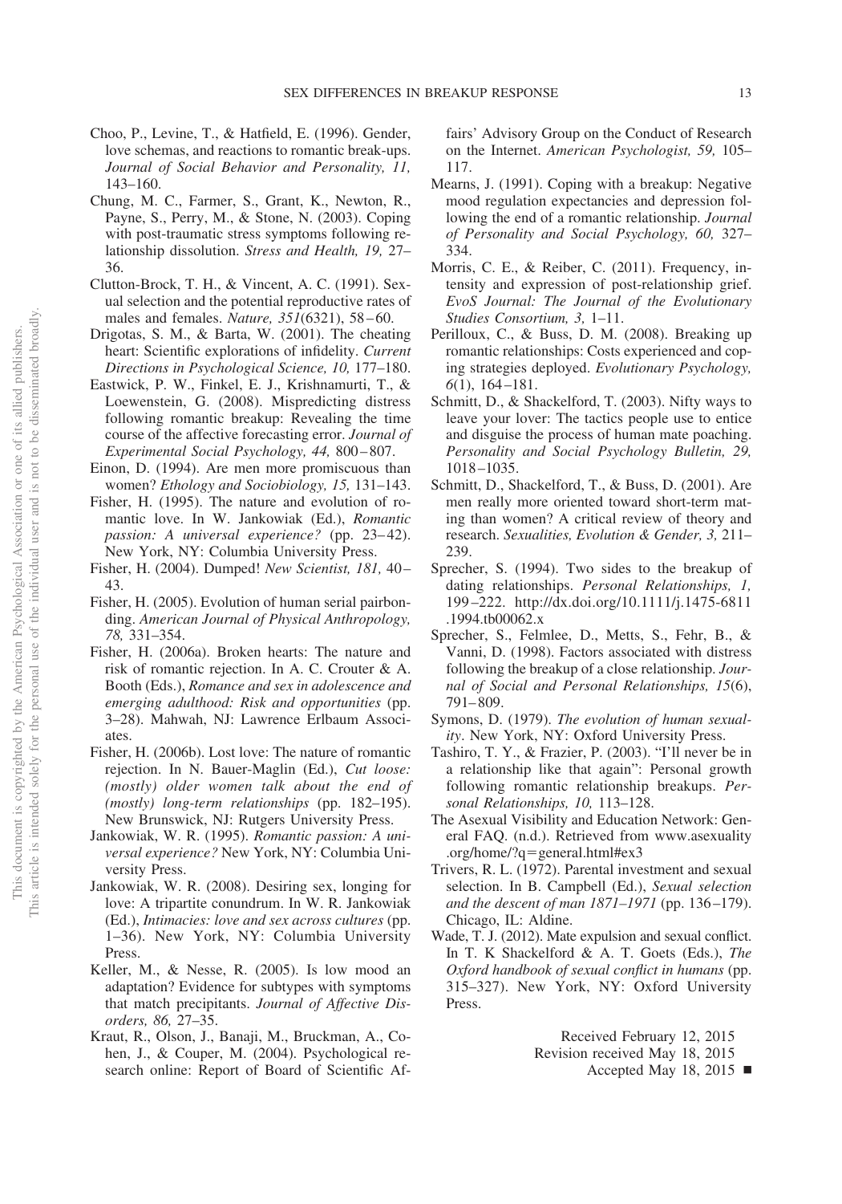Choo, P., Levine, T., & Hatfield, E. (1996). Gender, love schemas, and reactions to romantic break-ups. *Journal of Social Behavior and Personality, 11,* 143–160.

Chung, M. C., Farmer, S., Grant, K., Newton, R., Payne, S., Perry, M., & Stone, N. (2003). Coping with post-traumatic stress symptoms following relationship dissolution. *Stress and Health, 19,* 27–36.

Clutton-Brock, T. H., & Vincent, A. C. (1991). Sexual selection and the potential reproductive rates of males and females. *Nature, 351*(6321), 58–60.

Drigotas, S. M., & Barta, W. (2001). The cheating heart: Scientific explorations of infidelity. *Current Directions in Psychological Science, 10,* 177–180.

Eastwick, P. W., Finkel, E. J., Krishnamurti, T., & Loewenstein, G. (2008). Mispredicting distress following romantic breakup: Revealing the time course of the affective forecasting error. *Journal of Experimental Social Psychology, 44,* 800–807.

Einon, D. (1994). Are men more promiscuous than women? *Ethology and Sociobiology, 15,* 131–143.

Fisher, H. (1995). The nature and evolution of romantic love. In W. Jankowiak (Ed.), *Romantic passion: A universal experience?* (pp. 23–42). New York, NY: Columbia University Press.

Fisher, H. (2004). Dumped! *New Scientist, 181,* 40–43.

Fisher, H. (2005). Evolution of human serial pairbonding. *American Journal of Physical Anthropology, 78,* 331–354.

Fisher, H. (2006a). Broken hearts: The nature and risk of romantic rejection. In A. C. Crouter & A. Booth (Eds.), *Romance and sex in adolescence and emerging adulthood: Risk and opportunities* (pp. 3–28). Mahwah, NJ: Lawrence Erlbaum Associates.

Fisher, H. (2006b). Lost love: The nature of romantic rejection. In N. Bauer-Maglin (Ed.), *Cut loose: (mostly) older women talk about the end of (mostly) long-term relationships* (pp. 182–195). New Brunswick, NJ: Rutgers University Press.

Jankowiak, W. R. (1995). *Romantic passion: A universal experience?* New York, NY: Columbia University Press.

Jankowiak, W. R. (2008). Desiring sex, longing for love: A tripartite conundrum. In W. R. Jankowiak (Ed.), *Intimacies: love and sex across cultures* (pp. 1–36). New York, NY: Columbia University Press.

Keller, M., & Nesse, R. (2005). Is low mood an adaptation? Evidence for subtypes with symptoms that match precipitants. *Journal of Affective Disorders, 86,* 27–35.

Kraut, R., Olson, J., Banaji, M., Bruckman, A., Cohen, J., & Couper, M. (2004). Psychological research online: Report of Board of Scientific Affairs' Advisory Group on the Conduct of Research on the Internet. *American Psychologist, 59,* 105–117.

Mearns, J. (1991). Coping with a breakup: Negative mood regulation expectancies and depression following the end of a romantic relationship. *Journal of Personality and Social Psychology, 60,* 327–334.

Morris, C. E., & Reiber, C. (2011). Frequency, intensity and expression of post-relationship grief. *EvoS Journal: The Journal of the Evolutionary Studies Consortium, 3,* 1–11.

Perilloux, C., & Buss, D. M. (2008). Breaking up romantic relationships: Costs experienced and coping strategies deployed. *Evolutionary Psychology, 6*(1), 164–181.

Schmitt, D., & Shackelford, T. (2003). Nifty ways to leave your lover: The tactics people use to entice and disguise the process of human mate poaching. *Personality and Social Psychology Bulletin, 29,* 1018–1035.

Schmitt, D., Shackelford, T., & Buss, D. (2001). Are men really more oriented toward short-term mating than women? A critical review of theory and research. *Sexualities, Evolution & Gender, 3,* 211–239.

Sprecher, S. (1994). Two sides to the breakup of dating relationships. *Personal Relationships, 1,* 199–222. http://dx.doi.org/10.1111/j.1475-6811.1994.tb00062.x

Sprecher, S., Felmlee, D., Metts, S., Fehr, B., & Vanni, D. (1998). Factors associated with distress following the breakup of a close relationship. *Journal of Social and Personal Relationships, 15*(6), 791–809.

Symons, D. (1979). *The evolution of human sexuality*. New York, NY: Oxford University Press.

Tashiro, T. Y., & Frazier, P. (2003). "I'll never be in a relationship like that again": Personal growth following romantic relationship breakups. *Personal Relationships, 10,* 113–128.

The Asexual Visibility and Education Network: General FAQ. (n.d.). Retrieved from www.asexuality.org/home/?q=general.html#ex3

Trivers, R. L. (1972). Parental investment and sexual selection. In B. Campbell (Ed.), *Sexual selection and the descent of man 1871–1971* (pp. 136–179). Chicago, IL: Aldine.

Wade, T. J. (2012). Mate expulsion and sexual conflict. In T. K Shackelford & A. T. Goets (Eds.), *The Oxford handbook of sexual conflict in humans* (pp. 315–327). New York, NY: Oxford University Press.

Received February 12, 2015
Revision received May 18, 2015
Accepted May 18, 2015 ■